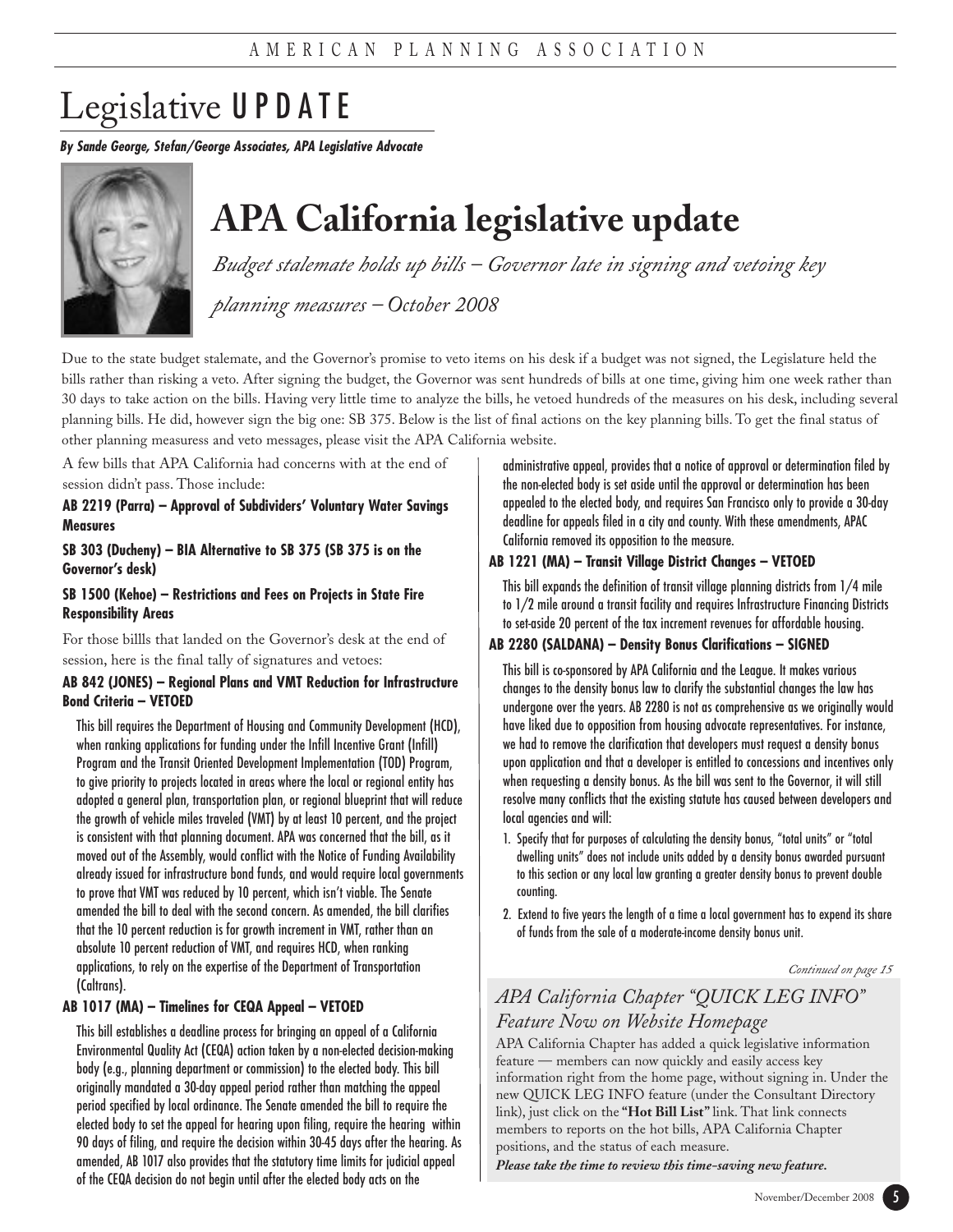# Legislative UPDATE

***By Sande George, Stefan/George Associates, APA Legislative Advocate***

## APA California legislative update

*Budget stalemate holds up bills – Governor late in signing and vetoing key planning measures – October 2008*

Due to the state budget stalemate, and the Governor's promise to veto items on his desk if a budget was not signed, the Legislature held the bills rather than risking a veto. After signing the budget, the Governor was sent hundreds of bills at one time, giving him one week rather than 30 days to take action on the bills. Having very little time to analyze the bills, he vetoed hundreds of the measures on his desk, including several planning bills. He did, however sign the big one: SB 375. Below is the list of final actions on the key planning bills. To get the final status of other planning measursess and veto messages, please visit the APA California website.

A few bills that APA California had concerns with at the end of session didn't pass. Those include:

**AB 2219 (Parra) – Approval of Subdividers' Voluntary Water Savings Measures**

**SB 303 (Ducheny) – BIA Alternative to SB 375 (SB 375 is on the Governor's desk)**

**SB 1500 (Kehoe) – Restrictions and Fees on Projects in State Fire Responsibility Areas**

For those billls that landed on the Governor's desk at the end of session, here is the final tally of signatures and vetoes:

**AB 842 (JONES) – Regional Plans and VMT Reduction for Infrastructure Bond Criteria – VETOED**

This bill requires the Department of Housing and Community Development (HCD), when ranking applications for funding under the Infill Incentive Grant (Infill) Program and the Transit Oriented Development Implementation (TOD) Program, to give priority to projects located in areas where the local or regional entity has adopted a general plan, transportation plan, or regional blueprint that will reduce the growth of vehicle miles traveled (VMT) by at least 10 percent, and the project is consistent with that planning document. APA was concerned that the bill, as it moved out of the Assembly, would conflict with the Notice of Funding Availability already issued for infrastructure bond funds, and would require local governments to prove that VMT was reduced by 10 percent, which isn't viable. The Senate amended the bill to deal with the second concern. As amended, the bill clarifies that the 10 percent reduction is for growth increment in VMT, rather than an absolute 10 percent reduction of VMT, and requires HCD, when ranking applications, to rely on the expertise of the Department of Transportation (Caltrans).

**AB 1017 (MA) – Timelines for CEQA Appeal – VETOED**

This bill establishes a deadline process for bringing an appeal of a California Environmental Quality Act (CEQA) action taken by a non-elected decision-making body (e.g., planning department or commission) to the elected body. This bill originally mandated a 30-day appeal period rather than matching the appeal period specified by local ordinance. The Senate amended the bill to require the elected body to set the appeal for hearing upon filing, require the hearing within 90 days of filing, and require the decision within 30-45 days after the hearing. As amended, AB 1017 also provides that the statutory time limits for judicial appeal of the CEQA decision do not begin until after the elected body acts on the administrative appeal, provides that a notice of approval or determination filed by the non-elected body is set aside until the approval or determination has been appealed to the elected body, and requires San Francisco only to provide a 30-day deadline for appeals filed in a city and county. With these amendments, APAC California removed its opposition to the measure.

**AB 1221 (MA) – Transit Village District Changes – VETOED**

This bill expands the definition of transit village planning districts from 1/4 mile to 1/2 mile around a transit facility and requires Infrastructure Financing Districts to set-aside 20 percent of the tax increment revenues for affordable housing.

**AB 2280 (SALDANA) – Density Bonus Clarifications – SIGNED**

This bill is co-sponsored by APA California and the League. It makes various changes to the density bonus law to clarify the substantial changes the law has undergone over the years. AB 2280 is not as comprehensive as we originally would have liked due to opposition from housing advocate representatives. For instance, we had to remove the clarification that developers must request a density bonus upon application and that a developer is entitled to concessions and incentives only when requesting a density bonus. As the bill was sent to the Governor, it will still resolve many conflicts that the existing statute has caused between developers and local agencies and will:

1. Specify that for purposes of calculating the density bonus, "total units" or "total dwelling units" does not include units added by a density bonus awarded pursuant to this section or any local law granting a greater density bonus to prevent double counting.
2. Extend to five years the length of a time a local government has to expend its share of funds from the sale of a moderate-income density bonus unit.

*Continued on page 15*

### APA California Chapter "QUICK LEG INFO" Feature Now on Website Homepage

APA California Chapter has added a quick legislative information feature — members can now quickly and easily access key information right from the home page, without signing in. Under the new QUICK LEG INFO feature (under the Consultant Directory link), just click on the **"Hot Bill List"** link. That link connects members to reports on the hot bills, APA California Chapter positions, and the status of each measure.

***Please take the time to review this time-saving new feature.***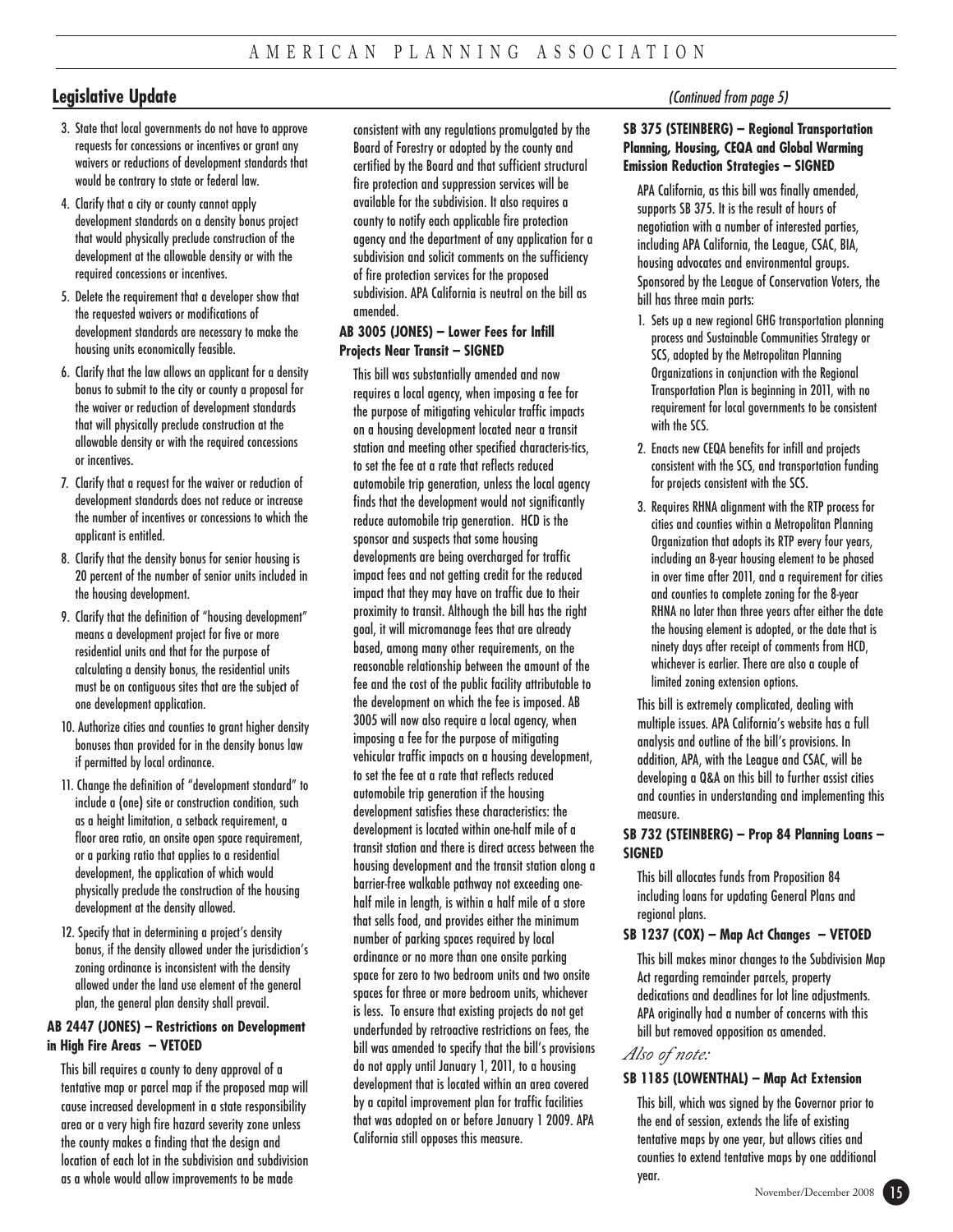## Legislative Update

*(Continued from page 5)*

3. State that local governments do not have to approve requests for concessions or incentives or grant any waivers or reductions of development standards that would be contrary to state or federal law.
4. Clarify that a city or county cannot apply development standards on a density bonus project that would physically preclude construction of the development at the allowable density or with the required concessions or incentives.
5. Delete the requirement that a developer show that the requested waivers or modifications of development standards are necessary to make the housing units economically feasible.
6. Clarify that the law allows an applicant for a density bonus to submit to the city or county a proposal for the waiver or reduction of development standards that will physically preclude construction at the allowable density or with the required concessions or incentives.
7. Clarify that a request for the waiver or reduction of development standards does not reduce or increase the number of incentives or concessions to which the applicant is entitled.
8. Clarify that the density bonus for senior housing is 20 percent of the number of senior units included in the housing development.
9. Clarify that the definition of "housing development" means a development project for five or more residential units and that for the purpose of calculating a density bonus, the residential units must be on contiguous sites that are the subject of one development application.
10. Authorize cities and counties to grant higher density bonuses than provided for in the density bonus law if permitted by local ordinance.
11. Change the definition of "development standard" to include a (one) site or construction condition, such as a height limitation, a setback requirement, a floor area ratio, an onsite open space requirement, or a parking ratio that applies to a residential development, the application of which would physically preclude the construction of the housing development at the density allowed.
12. Specify that in determining a project's density bonus, if the density allowed under the jurisdiction's zoning ordinance is inconsistent with the density allowed under the land use element of the general plan, the general plan density shall prevail.

### AB 2447 (JONES) – Restrictions on Development in High Fire Areas – VETOED

This bill requires a county to deny approval of a tentative map or parcel map if the proposed map will cause increased development in a state responsibility area or a very high fire hazard severity zone unless the county makes a finding that the design and location of each lot in the subdivision and subdivision as a whole would allow improvements to be made consistent with any regulations promulgated by the Board of Forestry or adopted by the county and certified by the Board and that sufficient structural fire protection and suppression services will be available for the subdivision. It also requires a county to notify each applicable fire protection agency and the department of any application for a subdivision and solicit comments on the sufficiency of fire protection services for the proposed subdivision. APA California is neutral on the bill as amended.

### AB 3005 (JONES) – Lower Fees for Infill Projects Near Transit – SIGNED

This bill was substantially amended and now requires a local agency, when imposing a fee for the purpose of mitigating vehicular traffic impacts on a housing development located near a transit station and meeting other specified characteris-tics, to set the fee at a rate that reflects reduced automobile trip generation, unless the local agency finds that the development would not significantly reduce automobile trip generation. HCD is the sponsor and suspects that some housing developments are being overcharged for traffic impact fees and not getting credit for the reduced impact that they may have on traffic due to their proximity to transit. Although the bill has the right goal, it will micromanage fees that are already based, among many other requirements, on the reasonable relationship between the amount of the fee and the cost of the public facility attributable to the development on which the fee is imposed. AB 3005 will now also require a local agency, when imposing a fee for the purpose of mitigating vehicular traffic impacts on a housing development, to set the fee at a rate that reflects reduced automobile trip generation if the housing development satisfies these characteristics: the development is located within one-half mile of a transit station and there is direct access between the housing development and the transit station along a barrier-free walkable pathway not exceeding one-half mile in length, is within a half mile of a store that sells food, and provides either the minimum number of parking spaces required by local ordinance or no more than one onsite parking space for zero to two bedroom units and two onsite spaces for three or more bedroom units, whichever is less. To ensure that existing projects do not get underfunded by retroactive restrictions on fees, the bill was amended to specify that the bill's provisions do not apply until January 1, 2011, to a housing development that is located within an area covered by a capital improvement plan for traffic facilities that was adopted on or before January 1 2009. APA California still opposes this measure.

### SB 375 (STEINBERG) – Regional Transportation Planning, Housing, CEQA and Global Warming Emission Reduction Strategies – SIGNED

APA California, as this bill was finally amended, supports SB 375. It is the result of hours of negotiation with a number of interested parties, including APA California, the League, CSAC, BIA, housing advocates and environmental groups. Sponsored by the League of Conservation Voters, the bill has three main parts:

1. Sets up a new regional GHG transportation planning process and Sustainable Communities Strategy or SCS, adopted by the Metropolitan Planning Organizations in conjunction with the Regional Transportation Plan is beginning in 2011, with no requirement for local governments to be consistent with the SCS.
2. Enacts new CEQA benefits for infill and projects consistent with the SCS, and transportation funding for projects consistent with the SCS.
3. Requires RHNA alignment with the RTP process for cities and counties within a Metropolitan Planning Organization that adopts its RTP every four years, including an 8-year housing element to be phased in over time after 2011, and a requirement for cities and counties to complete zoning for the 8-year RHNA no later than three years after either the date the housing element is adopted, or the date that is ninety days after receipt of comments from HCD, whichever is earlier. There are also a couple of limited zoning extension options.

This bill is extremely complicated, dealing with multiple issues. APA California's website has a full analysis and outline of the bill's provisions. In addition, APA, with the League and CSAC, will be developing a Q&A on this bill to further assist cities and counties in understanding and implementing this measure.

### SB 732 (STEINBERG) – Prop 84 Planning Loans – SIGNED

This bill allocates funds from Proposition 84 including loans for updating General Plans and regional plans.

### SB 1237 (COX) – Map Act Changes – VETOED

This bill makes minor changes to the Subdivision Map Act regarding remainder parcels, property dedications and deadlines for lot line adjustments. APA originally had a number of concerns with this bill but removed opposition as amended.

*Also of note:*

### SB 1185 (LOWENTHAL) – Map Act Extension

This bill, which was signed by the Governor prior to the end of session, extends the life of existing tentative maps by one year, but allows cities and counties to extend tentative maps by one additional year.